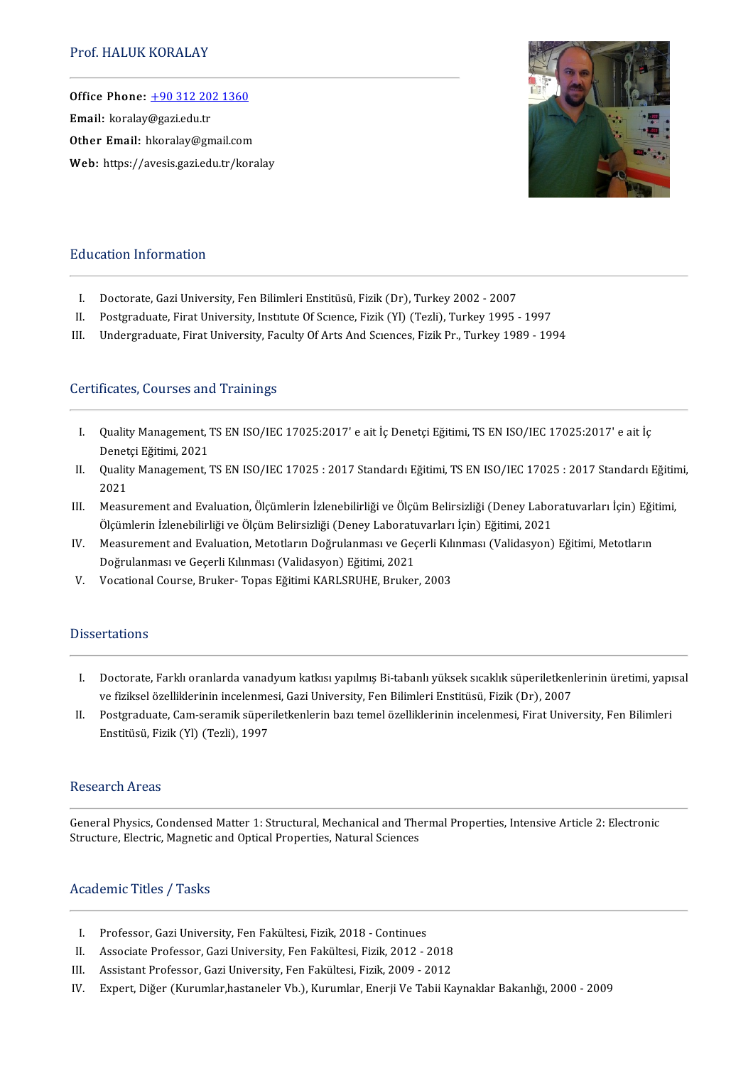# Prof. HALUK KORALAY

**Office Phone:** +90 312 202 1360
**Email:** koralay@gazi.edu.tr
**Other Email:** hkoralay@gmail.com
**Web:** https://avesis.gazi.edu.tr/koralay

## Education Information

I. Doctorate, Gazi University, Fen Bilimleri Enstitüsü, Fizik (Dr), Turkey 2002 - 2007
II. Postgraduate, Firat University, Institute Of Science, Fizik (Yl) (Tezli), Turkey 1995 - 1997
III. Undergraduate, Firat University, Faculty Of Arts And Sciences, Fizik Pr., Turkey 1989 - 1994

## Certificates, Courses and Trainings

I. Quality Management, TS EN ISO/IEC 17025:2017' e ait İç Denetçi Eğitimi, TS EN ISO/IEC 17025:2017' e ait İç Denetçi Eğitimi, 2021
II. Quality Management, TS EN ISO/IEC 17025 : 2017 Standardı Eğitimi, TS EN ISO/IEC 17025 : 2017 Standardı Eğitimi, 2021
III. Measurement and Evaluation, Ölçümlerin İzlenebilirliği ve Ölçüm Belirsizliği (Deney Laboratuvarları İçin) Eğitimi, Ölçümlerin İzlenebilirliği ve Ölçüm Belirsizliği (Deney Laboratuvarları İçin) Eğitimi, 2021
IV. Measurement and Evaluation, Metotların Doğrulanması ve Geçerli Kılınması (Validasyon) Eğitimi, Metotların Doğrulanması ve Geçerli Kılınması (Validasyon) Eğitimi, 2021
V. Vocational Course, Bruker- Topas Eğitimi KARLSRUHE, Bruker, 2003

## Dissertations

I. Doctorate, Farklı oranlarda vanadyum katkısı yapılmış Bi-tabanlı yüksek sıcaklık süperiletkenlerinin üretimi, yapısal ve fiziksel özelliklerinin incelenmesi, Gazi University, Fen Bilimleri Enstitüsü, Fizik (Dr), 2007
II. Postgraduate, Cam-seramik süperiletkenlerin bazı temel özelliklerinin incelenmesi, Firat University, Fen Bilimleri Enstitüsü, Fizik (Yl) (Tezli), 1997

## Research Areas

General Physics, Condensed Matter 1: Structural, Mechanical and Thermal Properties, Intensive Article 2: Electronic Structure, Electric, Magnetic and Optical Properties, Natural Sciences

## Academic Titles / Tasks

I. Professor, Gazi University, Fen Fakültesi, Fizik, 2018 - Continues
II. Associate Professor, Gazi University, Fen Fakültesi, Fizik, 2012 - 2018
III. Assistant Professor, Gazi University, Fen Fakültesi, Fizik, 2009 - 2012
IV. Expert, Diğer (Kurumlar,hastaneler Vb.), Kurumlar, Enerji Ve Tabii Kaynaklar Bakanlığı, 2000 - 2009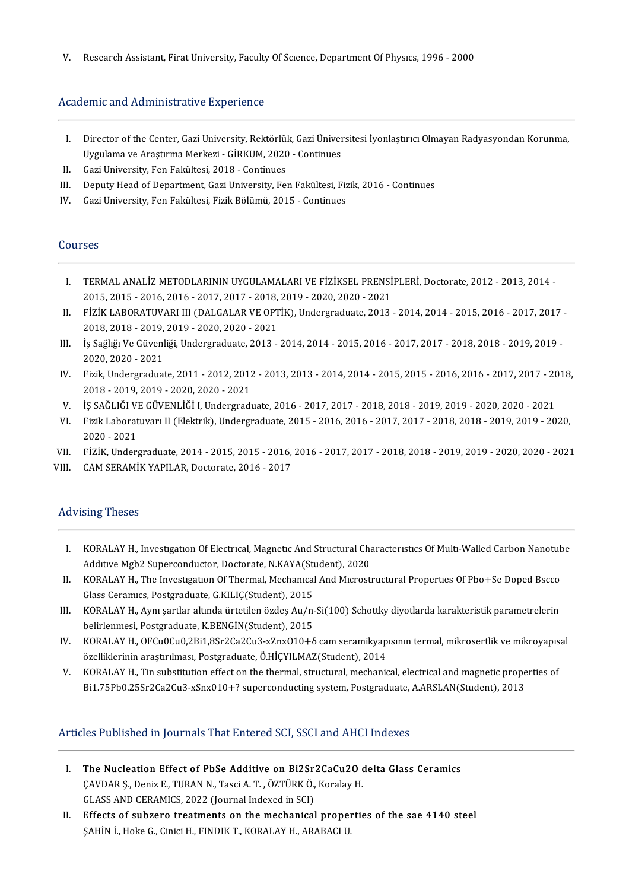V. Research Assistant, Firat University, Faculty Of Scıence, Department Of Physıcs, 1996 - 2000

## Academic and Administrative Experience

I. Director of the Center, Gazi University, Rektörlük, Gazi Üniversitesi İyonlaştırıcı Olmayan Radyasyondan Korunma, Uygulama ve Araştırma Merkezi - GİRKUM, 2020 - Continues
II. Gazi University, Fen Fakültesi, 2018 - Continues
III. Deputy Head of Department, Gazi University, Fen Fakültesi, Fizik, 2016 - Continues
IV. Gazi University, Fen Fakültesi, Fizik Bölümü, 2015 - Continues

## Courses

I. TERMAL ANALİZ METODLARININ UYGULAMALARI VE FİZİKSEL PRENSİPLERİ, Doctorate, 2012 - 2013, 2014 - 2015, 2015 - 2016, 2016 - 2017, 2017 - 2018, 2019 - 2020, 2020 - 2021
II. FİZİK LABORATUVARI III (DALGALAR VE OPTİK), Undergraduate, 2013 - 2014, 2014 - 2015, 2016 - 2017, 2017 - 2018, 2018 - 2019, 2019 - 2020, 2020 - 2021
III. İş Sağlığı Ve Güvenliği, Undergraduate, 2013 - 2014, 2014 - 2015, 2016 - 2017, 2017 - 2018, 2018 - 2019, 2019 - 2020, 2020 - 2021
IV. Fizik, Undergraduate, 2011 - 2012, 2012 - 2013, 2013 - 2014, 2014 - 2015, 2015 - 2016, 2016 - 2017, 2017 - 2018, 2018 - 2019, 2019 - 2020, 2020 - 2021
V. İŞ SAĞLIĞI VE GÜVENLİĞİ I, Undergraduate, 2016 - 2017, 2017 - 2018, 2018 - 2019, 2019 - 2020, 2020 - 2021
VI. Fizik Laboratuvarı II (Elektrik), Undergraduate, 2015 - 2016, 2016 - 2017, 2017 - 2018, 2018 - 2019, 2019 - 2020, 2020 - 2021
VII. FİZİK, Undergraduate, 2014 - 2015, 2015 - 2016, 2016 - 2017, 2017 - 2018, 2018 - 2019, 2019 - 2020, 2020 - 2021
VIII. CAM SERAMİK YAPILAR, Doctorate, 2016 - 2017

## Advising Theses

I. KORALAY H., Investıgatıon Of Electrıcal, Magnetıc And Structural Characterıstıcs Of Multı-Walled Carbon Nanotube Addıtıve Mgb2 Superconductor, Doctorate, N.KAYA(Student), 2020
II. KORALAY H., The Investıgatıon Of Thermal, Mechanıcal And Mıcrostructural Propertıes Of Pbo+Se Doped Bscco Glass Ceramıcs, Postgraduate, G.KILIÇ(Student), 2015
III. KORALAY H., Aynı şartlar altında üretilen özdeş Au/n-Si(100) Schottky diyotlarda karakteristik parametrelerin belirlenmesi, Postgraduate, K.BENGİN(Student), 2015
IV. KORALAY H., OFCu0Cu0,2Bi1,8Sr2Ca2Cu3-xZnxO10+δ cam seramikyapısının termal, mikrosertlik ve mikroyapısal özelliklerinin araştırılması, Postgraduate, Ö.HİÇYILMAZ(Student), 2014
V. KORALAY H., Tin substitution effect on the thermal, structural, mechanical, electrical and magnetic properties of Bi1.75Pb0.25Sr2Ca2Cu3-xSnx010+? superconducting system, Postgraduate, A.ARSLAN(Student), 2013

## Articles Published in Journals That Entered SCI, SSCI and AHCI Indexes

I. **The Nucleation Effect of PbSe Additive on Bi2Sr2CaCu2O delta Glass Ceramics**
ÇAVDAR Ş., Deniz E., TURAN N., Tasci A. T. , ÖZTÜRK Ö., Koralay H.
GLASS AND CERAMICS, 2022 (Journal Indexed in SCI)
II. **Effects of subzero treatments on the mechanical properties of the sae 4140 steel**
ŞAHİN İ., Hoke G., Cinici H., FINDIK T., KORALAY H., ARABACI U.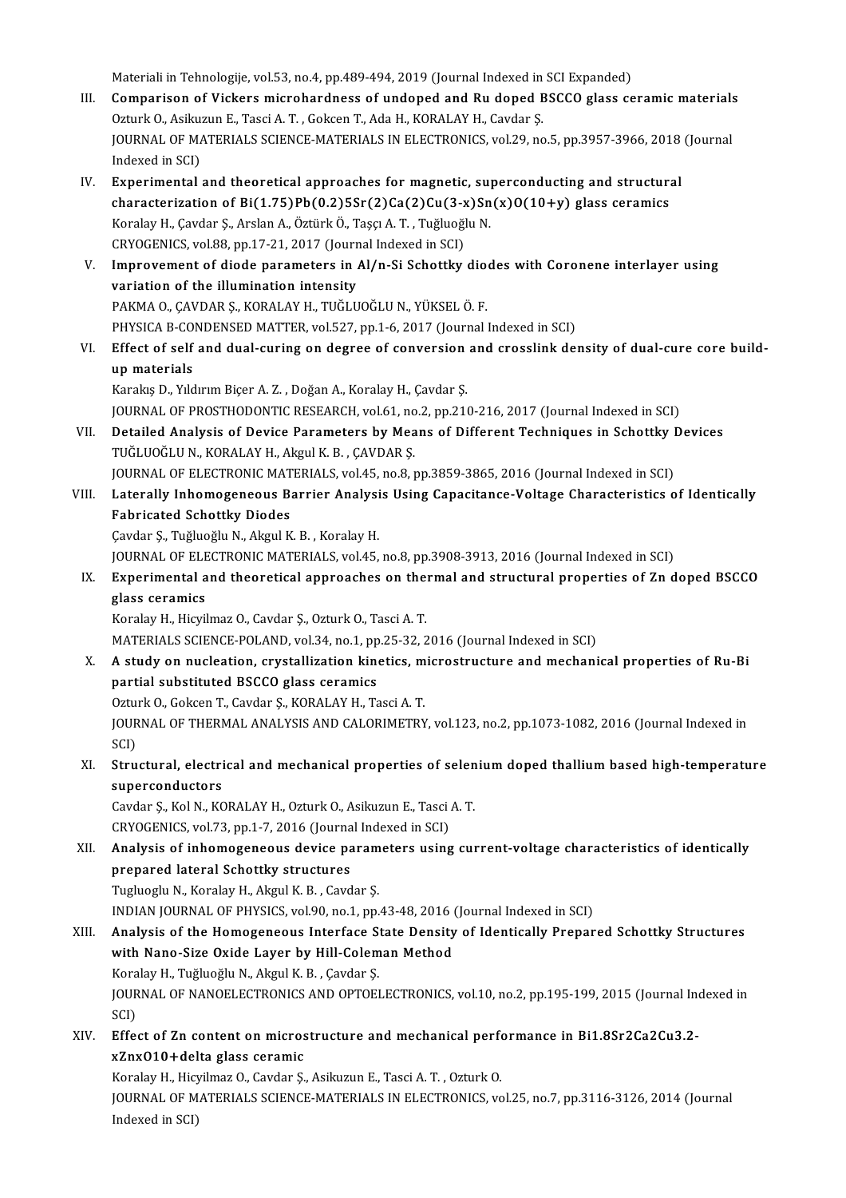Materiali in Tehnologije, vol.53, no.4, pp.489-494, 2019 (Journal Indexed in SCI Expanded)

III. **Comparison of Vickers microhardness of undoped and Ru doped BSCCO glass ceramic materials**
Ozturk O., Asikuzun E., Tasci A. T. , Gokcen T., Ada H., KORALAY H., Cavdar Ş.
JOURNAL OF MATERIALS SCIENCE-MATERIALS IN ELECTRONICS, vol.29, no.5, pp.3957-3966, 2018 (Journal Indexed in SCI)

IV. **Experimental and theoretical approaches for magnetic, superconducting and structural characterization of Bi(1.75)Pb(0.2)5Sr(2)Ca(2)Cu(3-x)Sn(x)O(10+y) glass ceramics**
Koralay H., Çavdar Ş., Arslan A., Öztürk Ö., Taşçı A. T. , Tuğluoğlu N.
CRYOGENICS, vol.88, pp.17-21, 2017 (Journal Indexed in SCI)

V. **Improvement of diode parameters in Al/n-Si Schottky diodes with Coronene interlayer using variation of the illumination intensity**
PAKMA O., ÇAVDAR Ş., KORALAY H., TUĞLUOĞLU N., YÜKSEL Ö. F.
PHYSICA B-CONDENSED MATTER, vol.527, pp.1-6, 2017 (Journal Indexed in SCI)

VI. **Effect of self and dual-curing on degree of conversion and crosslink density of dual-cure core build-up materials**
Karakış D., Yıldırım Biçer A. Z. , Doğan A., Koralay H., Çavdar Ş.
JOURNAL OF PROSTHODONTIC RESEARCH, vol.61, no.2, pp.210-216, 2017 (Journal Indexed in SCI)

VII. **Detailed Analysis of Device Parameters by Means of Different Techniques in Schottky Devices**
TUĞLUOĞLU N., KORALAY H., Akgul K. B. , ÇAVDAR Ş.
JOURNAL OF ELECTRONIC MATERIALS, vol.45, no.8, pp.3859-3865, 2016 (Journal Indexed in SCI)

VIII. **Laterally Inhomogeneous Barrier Analysis Using Capacitance-Voltage Characteristics of Identically Fabricated Schottky Diodes**
Çavdar Ş., Tuğluoğlu N., Akgul K. B. , Koralay H.
JOURNAL OF ELECTRONIC MATERIALS, vol.45, no.8, pp.3908-3913, 2016 (Journal Indexed in SCI)

IX. **Experimental and theoretical approaches on thermal and structural properties of Zn doped BSCCO glass ceramics**
Koralay H., Hicyilmaz O., Cavdar Ş., Ozturk O., Tasci A. T.
MATERIALS SCIENCE-POLAND, vol.34, no.1, pp.25-32, 2016 (Journal Indexed in SCI)

X. **A study on nucleation, crystallization kinetics, microstructure and mechanical properties of Ru-Bi partial substituted BSCCO glass ceramics**
Ozturk O., Gokcen T., Cavdar Ş., KORALAY H., Tasci A. T.
JOURNAL OF THERMAL ANALYSIS AND CALORIMETRY, vol.123, no.2, pp.1073-1082, 2016 (Journal Indexed in SCI)

XI. **Structural, electrical and mechanical properties of selenium doped thallium based high-temperature superconductors**
Cavdar Ş., Kol N., KORALAY H., Ozturk O., Asikuzun E., Tasci A. T.
CRYOGENICS, vol.73, pp.1-7, 2016 (Journal Indexed in SCI)

XII. **Analysis of inhomogeneous device parameters using current-voltage characteristics of identically prepared lateral Schottky structures**
Tugluoglu N., Koralay H., Akgul K. B. , Cavdar Ş.
INDIAN JOURNAL OF PHYSICS, vol.90, no.1, pp.43-48, 2016 (Journal Indexed in SCI)

XIII. **Analysis of the Homogeneous Interface State Density of Identically Prepared Schottky Structures with Nano-Size Oxide Layer by Hill-Coleman Method**
Koralay H., Tuğluoğlu N., Akgul K. B. , Çavdar Ş.
JOURNAL OF NANOELECTRONICS AND OPTOELECTRONICS, vol.10, no.2, pp.195-199, 2015 (Journal Indexed in SCI)

XIV. **Effect of Zn content on microstructure and mechanical performance in Bi1.8Sr2Ca2Cu3.2-xZnxO10+delta glass ceramic**
Koralay H., Hicyilmaz O., Cavdar Ş., Asikuzun E., Tasci A. T. , Ozturk O.
JOURNAL OF MATERIALS SCIENCE-MATERIALS IN ELECTRONICS, vol.25, no.7, pp.3116-3126, 2014 (Journal Indexed in SCI)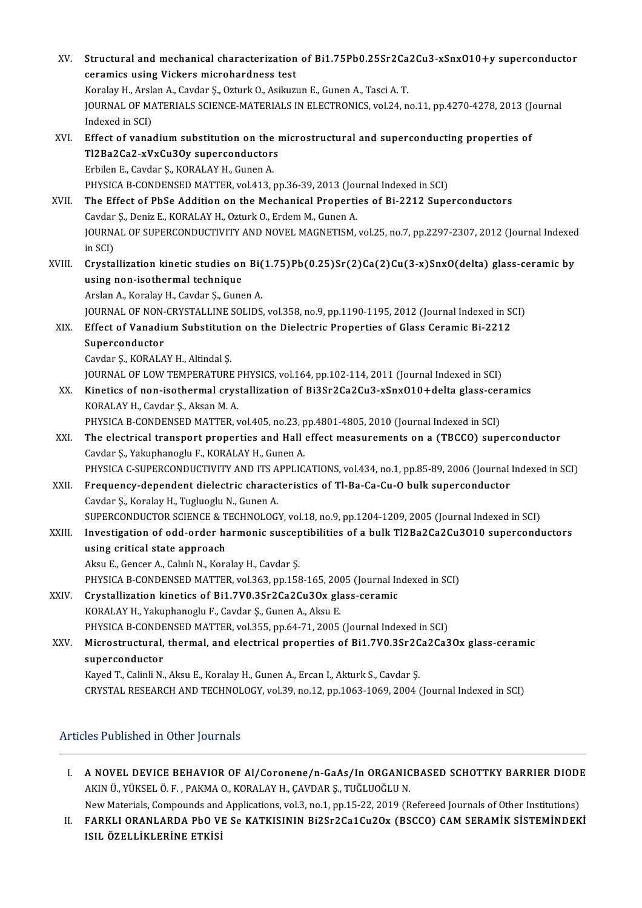XV. **Structural and mechanical characterization of $Bi_{1.75}Pb_{0.25}Sr_2Ca_2Cu_{3-x}Sn_xO_{10+y}$ superconductor ceramics using Vickers microhardness test**
Koralay H., Arslan A., Cavdar Ş., Ozturk O., Asikuzun E., Gunen A., Tasci A. T.
JOURNAL OF MATERIALS SCIENCE-MATERIALS IN ELECTRONICS, vol.24, no.11, pp.4270-4278, 2013 (Journal Indexed in SCI)

XVI. **Effect of vanadium substitution on the microstructural and superconducting properties of $Tl_2Ba_2Ca_{2-x}V_xCu_3O_y$ superconductors**
Erbilen E., Cavdar Ş., KORALAY H., Gunen A.
PHYSICA B-CONDENSED MATTER, vol.413, pp.36-39, 2013 (Journal Indexed in SCI)

XVII. **The Effect of PbSe Addition on the Mechanical Properties of Bi-2212 Superconductors**
Cavdar Ş., Deniz E., KORALAY H., Ozturk O., Erdem M., Gunen A.
JOURNAL OF SUPERCONDUCTIVITY AND NOVEL MAGNETISM, vol.25, no.7, pp.2297-2307, 2012 (Journal Indexed in SCI)

XVIII. **Crystallization kinetic studies on Bi(1.75)Pb(0.25)Sr(2)Ca(2)Cu(3-x)SnxO(delta) glass-ceramic by using non-isothermal technique**
Arslan A., Koralay H., Cavdar Ş., Gunen A.
JOURNAL OF NON-CRYSTALLINE SOLIDS, vol.358, no.9, pp.1190-1195, 2012 (Journal Indexed in SCI)

XIX. **Effect of Vanadium Substitution on the Dielectric Properties of Glass Ceramic Bi-2212 Superconductor**
Cavdar Ş., KORALAY H., Altindal Ş.
JOURNAL OF LOW TEMPERATURE PHYSICS, vol.164, pp.102-114, 2011 (Journal Indexed in SCI)

XX. **Kinetics of non-isothermal crystallization of $Bi_3Sr_2Ca_2Cu_{3-x}Sn_xO_{10+\delta}$ glass-ceramics**
KORALAY H., Cavdar Ş., Aksan M. A.
PHYSICA B-CONDENSED MATTER, vol.405, no.23, pp.4801-4805, 2010 (Journal Indexed in SCI)

XXI. **The electrical transport properties and Hall effect measurements on a (TBCCO) superconductor**
Cavdar Ş., Yakuphanoglu F., KORALAY H., Gunen A.
PHYSICA C-SUPERCONDUCTIVITY AND ITS APPLICATIONS, vol.434, no.1, pp.85-89, 2006 (Journal Indexed in SCI)

XXII. **Frequency-dependent dielectric characteristics of Tl-Ba-Ca-Cu-O bulk superconductor**
Cavdar Ş., Koralay H., Tugluoglu N., Gunen A.
SUPERCONDUCTOR SCIENCE & TECHNOLOGY, vol.18, no.9, pp.1204-1209, 2005 (Journal Indexed in SCI)

XXIII. **Investigation of odd-order harmonic susceptibilities of a bulk $Tl_2Ba_2Ca_2Cu_3O_{10}$ superconductors using critical state approach**
Aksu E., Gencer A., Calınlı N., Koralay H., Cavdar Ş.
PHYSICA B-CONDENSED MATTER, vol.363, pp.158-165, 2005 (Journal Indexed in SCI)

XXIV. **Crystallization kinetics of $Bi_{1.7}V_{0.3}Sr_2Ca_2Cu_3O_x$ glass-ceramic**
KORALAY H., Yakuphanoglu F., Cavdar Ş., Gunen A., Aksu E.
PHYSICA B-CONDENSED MATTER, vol.355, pp.64-71, 2005 (Journal Indexed in SCI)

XXV. **Microstructural, thermal, and electrical properties of $Bi_{1.7}V_{0.3}Sr_2Ca_2Ca_3O_x$ glass-ceramic superconductor**
Kayed T., Calinli N., Aksu E., Koralay H., Gunen A., Ercan I., Akturk S., Cavdar Ş.
CRYSTAL RESEARCH AND TECHNOLOGY, vol.39, no.12, pp.1063-1069, 2004 (Journal Indexed in SCI)

## Articles Published in Other Journals

I. **A NOVEL DEVICE BEHAVIOR OF Al/Coronene/n-GaAs/In ORGANICBASED SCHOTTKY BARRIER DIODE**
AKIN Ü., YÜKSEL Ö. F. , PAKMA O., KORALAY H., ÇAVDAR Ş., TUĞLUOĞLU N.
New Materials, Compounds and Applications, vol.3, no.1, pp.15-22, 2019 (Refereed Journals of Other Institutions)

II. **FARKLI ORANLARDA PbO VE Se KATKISININ $Bi_2Sr_2Ca_1Cu_2O_x$ (BSCCO) CAM SERAMİK SİSTEMİNDEKİ ISIL ÖZELLİKLERİNE ETKİSİ**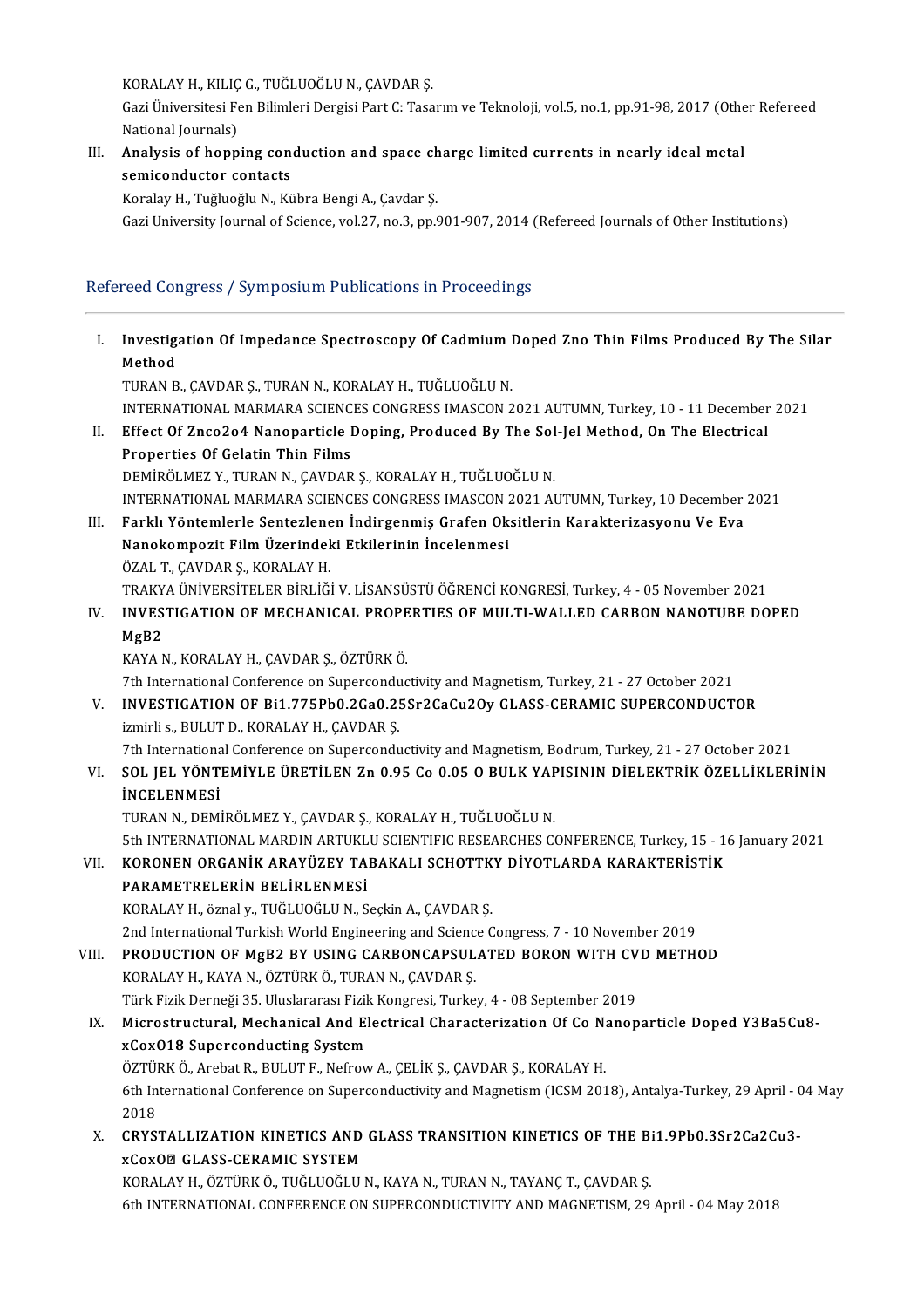KORALAY H., KILIÇ G., TUĞLUOĞLU N., ÇAVDAR Ş.
Gazi Üniversitesi Fen Bilimleri Dergisi Part C: Tasarım ve Teknoloji, vol.5, no.1, pp.91-98, 2017 (Other Refereed National Journals)

III. **Analysis of hopping conduction and space charge limited currents in nearly ideal metal semiconductor contacts**
Koralay H., Tuğluoğlu N., Kübra Bengi A., Çavdar Ş.
Gazi University Journal of Science, vol.27, no.3, pp.901-907, 2014 (Refereed Journals of Other Institutions)

## Refereed Congress / Symposium Publications in Proceedings

I. **Investigation Of Impedance Spectroscopy Of Cadmium Doped Zno Thin Films Produced By The Silar Method**
TURAN B., ÇAVDAR Ş., TURAN N., KORALAY H., TUĞLUOĞLU N.
INTERNATIONAL MARMARA SCIENCES CONGRESS IMASCON 2021 AUTUMN, Turkey, 10 - 11 December 2021

II. **Effect Of Znco2o4 Nanoparticle Doping, Produced By The Sol-Jel Method, On The Electrical Properties Of Gelatin Thin Films**
DEMİRÖLMEZ Y., TURAN N., ÇAVDAR Ş., KORALAY H., TUĞLUOĞLU N.
INTERNATIONAL MARMARA SCIENCES CONGRESS IMASCON 2021 AUTUMN, Turkey, 10 December 2021

III. **Farklı Yöntemlerle Sentezlenen İndirgenmiş Grafen Oksitlerin Karakterizasyonu Ve Eva Nanokompozit Film Üzerindeki Etkilerinin İncelenmesi**
ÖZAL T., ÇAVDAR Ş., KORALAY H.
TRAKYA ÜNİVERSİTELER BİRLİĞİ V. LİSANSÜSTÜ ÖĞRENCİ KONGRESİ, Turkey, 4 - 05 November 2021

IV. **INVESTIGATION OF MECHANICAL PROPERTIES OF MULTI-WALLED CARBON NANOTUBE DOPED MgB2**
KAYA N., KORALAY H., ÇAVDAR Ş., ÖZTÜRK Ö.
7th International Conference on Superconductivity and Magnetism, Turkey, 21 - 27 October 2021

V. **INVESTIGATION OF Bi1.775Pb0.2Ga0.25Sr2CaCu2Oy GLASS-CERAMIC SUPERCONDUCTOR**
izmirli s., BULUT D., KORALAY H., ÇAVDAR Ş.
7th International Conference on Superconductivity and Magnetism, Bodrum, Turkey, 21 - 27 October 2021

VI. **SOL JEL YÖNTEMİYLE ÜRETİLEN Zn 0.95 Co 0.05 O BULK YAPISININ DİELEKTRİK ÖZELLİKLERİNİN İNCELENMESİ**
TURAN N., DEMİRÖLMEZ Y., ÇAVDAR Ş., KORALAY H., TUĞLUOĞLU N.
5th INTERNATIONAL MARDIN ARTUKLU SCIENTIFIC RESEARCHES CONFERENCE, Turkey, 15 - 16 January 2021

VII. **KORONEN ORGANİK ARAYÜZEY TABAKALI SCHOTTKY DİYOTLARDA KARAKTERİSTİK PARAMETRELERİN BELİRLENMESİ**
KORALAY H., öznal y., TUĞLUOĞLU N., Seçkin A., ÇAVDAR Ş.
2nd International Turkish World Engineering and Science Congress, 7 - 10 November 2019

VIII. **PRODUCTION OF MgB2 BY USING CARBONCAPSULATED BORON WITH CVD METHOD**
KORALAY H., KAYA N., ÖZTÜRK Ö., TURAN N., ÇAVDAR Ş.
Türk Fizik Derneği 35. Uluslararası Fizik Kongresi, Turkey, 4 - 08 September 2019

IX. **Microstructural, Mechanical And Electrical Characterization Of Co Nanoparticle Doped Y3Ba5Cu8-xCoxO18 Superconducting System**
ÖZTÜRK Ö., Arebat R., BULUT F., Nefrow A., ÇELİK Ş., ÇAVDAR Ş., KORALAY H.
6th International Conference on Superconductivity and Magnetism (ICSM 2018), Antalya-Turkey, 29 April - 04 May 2018

X. **CRYSTALLIZATION KINETICS AND GLASS TRANSITION KINETICS OF THE Bi1.9Pb0.3Sr2Ca2Cu3-xCoxO GLASS-CERAMIC SYSTEM**
KORALAY H., ÖZTÜRK Ö., TUĞLUOĞLU N., KAYA N., TURAN N., TAYANÇ T., ÇAVDAR Ş.
6th INTERNATIONAL CONFERENCE ON SUPERCONDUCTIVITY AND MAGNETISM, 29 April - 04 May 2018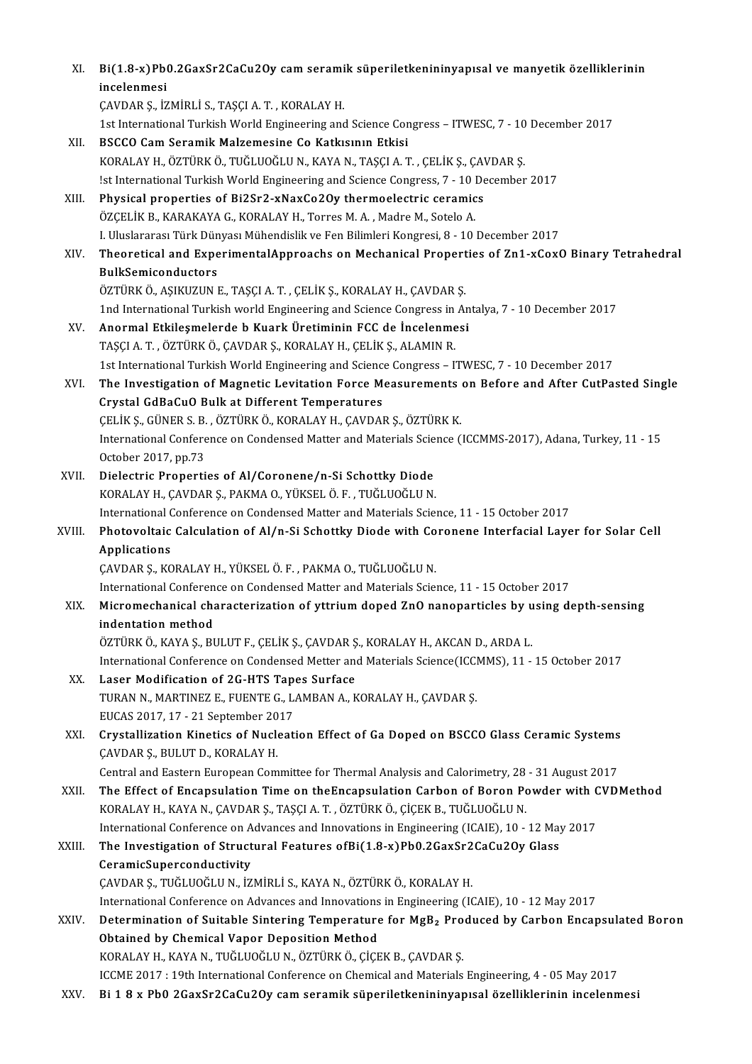XI. Bi(1.8-x)Pb0.2GaxSr2CaCu2Oy cam seramik süperiletkenininyapısal ve manyetik özelliklerinin incelenmesi
ÇAVDAR Ş., İZMİRLİ S., TAŞÇI A. T. , KORALAY H.
1st International Turkish World Engineering and Science Congress – ITWESC, 7 - 10 December 2017

XII. BSCCO Cam Seramik Malzemesine Co Katkısının Etkisi
KORALAY H., ÖZTÜRK Ö., TUĞLUOĞLU N., KAYA N., TAŞÇI A. T. , ÇELİK Ş., ÇAVDAR Ş.
!st International Turkish World Engineering and Science Congress, 7 - 10 December 2017

XIII. Physical properties of Bi2Sr2-xNaxCo2Oy thermoelectric ceramics
ÖZÇELİK B., KARAKAYA G., KORALAY H., Torres M. A. , Madre M., Sotelo A.
I. Uluslararası Türk Dünyası Mühendislik ve Fen Bilimleri Kongresi, 8 - 10 December 2017

XIV. Theoretical and ExperimentalApproachs on Mechanical Properties of Zn1-xCoxO Binary Tetrahedral BulkSemiconductors
ÖZTÜRK Ö., AŞIKUZUN E., TAŞÇI A. T. , ÇELİK Ş., KORALAY H., ÇAVDAR Ş.
1nd International Turkish world Engineering and Science Congress in Antalya, 7 - 10 December 2017

XV. Anormal Etkileşmelerde b Kuark Üretiminin FCC de İncelenmesi
TAŞÇI A. T. , ÖZTÜRK Ö., ÇAVDAR Ş., KORALAY H., ÇELİK Ş., ALAMIN R.
1st International Turkish World Engineering and Science Congress – ITWESC, 7 - 10 December 2017

XVI. The Investigation of Magnetic Levitation Force Measurements on Before and After CutPasted Single Crystal GdBaCuO Bulk at Different Temperatures
ÇELİK Ş., GÜNER S. B. , ÖZTÜRK Ö., KORALAY H., ÇAVDAR Ş., ÖZTÜRK K.
International Conference on Condensed Matter and Materials Science (ICCMMS-2017), Adana, Turkey, 11 - 15 October 2017, pp.73

XVII. Dielectric Properties of Al/Coronene/n-Si Schottky Diode
KORALAY H., ÇAVDAR Ş., PAKMA O., YÜKSEL Ö. F. , TUĞLUOĞLU N.
International Conference on Condensed Matter and Materials Science, 11 - 15 October 2017

XVIII. Photovoltaic Calculation of Al/n-Si Schottky Diode with Coronene Interfacial Layer for Solar Cell Applications
ÇAVDAR Ş., KORALAY H., YÜKSEL Ö. F. , PAKMA O., TUĞLUOĞLU N.
International Conference on Condensed Matter and Materials Science, 11 - 15 October 2017

XIX. Micromechanical characterization of yttrium doped ZnO nanoparticles by using depth-sensing indentation method
ÖZTÜRK Ö., KAYA Ş., BULUT F., ÇELİK Ş., ÇAVDAR Ş., KORALAY H., AKCAN D., ARDA L.
International Conference on Condensed Metter and Materials Science(ICCMMS), 11 - 15 October 2017

XX. Laser Modification of 2G-HTS Tapes Surface
TURAN N., MARTINEZ E., FUENTE G., LAMBAN A., KORALAY H., ÇAVDAR Ş.
EUCAS 2017, 17 - 21 September 2017

XXI. Crystallization Kinetics of Nucleation Effect of Ga Doped on BSCCO Glass Ceramic Systems
ÇAVDAR Ş., BULUT D., KORALAY H.
Central and Eastern European Committee for Thermal Analysis and Calorimetry, 28 - 31 August 2017

XXII. The Effect of Encapsulation Time on theEncapsulation Carbon of Boron Powder with CVDMethod
KORALAY H., KAYA N., ÇAVDAR Ş., TAŞÇI A. T. , ÖZTÜRK Ö., ÇİÇEK B., TUĞLUOĞLU N.
International Conference on Advances and Innovations in Engineering (ICAIE), 10 - 12 May 2017

XXIII. The Investigation of Structural Features ofBi(1.8-x)Pb0.2GaxSr2CaCu2Oy Glass CeramicSuperconductivity
ÇAVDAR Ş., TUĞLUOĞLU N., İZMİRLİ S., KAYA N., ÖZTÜRK Ö., KORALAY H.
International Conference on Advances and Innovations in Engineering (ICAIE), 10 - 12 May 2017

XXIV. Determination of Suitable Sintering Temperature for $MgB_2$ Produced by Carbon Encapsulated Boron Obtained by Chemical Vapor Deposition Method
KORALAY H., KAYA N., TUĞLUOĞLU N., ÖZTÜRK Ö., ÇİÇEK B., ÇAVDAR Ş.
ICCME 2017 : 19th International Conference on Chemical and Materials Engineering, 4 - 05 May 2017

XXV. Bi 1 8 x Pb0 2GaxSr2CaCu2Oy cam seramik süperiletkenininyapısal özelliklerinin incelenmesi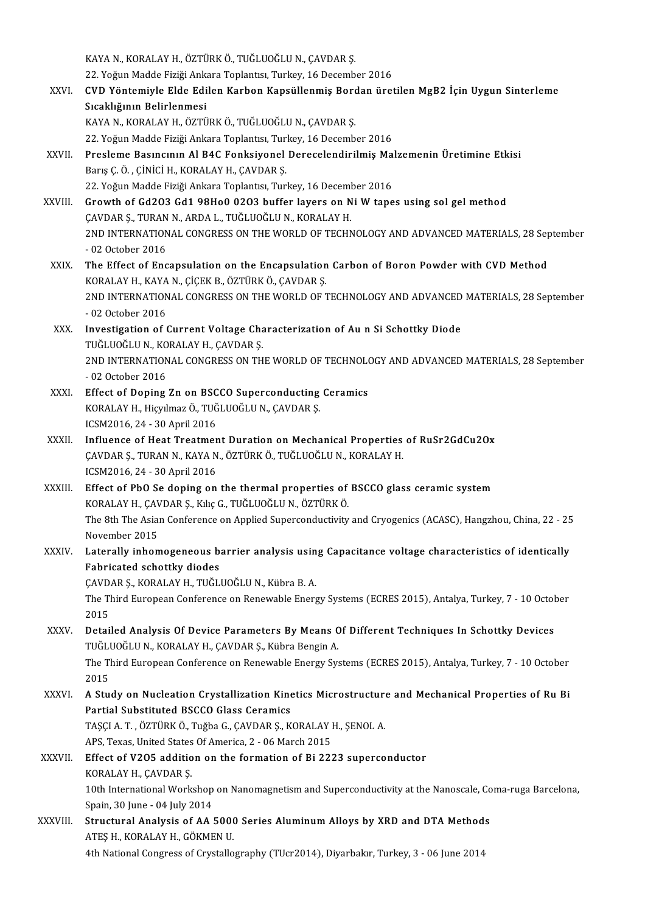KAYA N., KORALAY H., ÖZTÜRK Ö., TUĞLUOĞLU N., ÇAVDAR Ş.
22. Yoğun Madde Fiziği Ankara Toplantısı, Turkey, 16 December 2016

XXVI. **CVD Yöntemiyle Elde Edilen Karbon Kapsüllenmiş Bordan üretilen MgB2 İçin Uygun Sinterleme Sıcaklığının Belirlenmesi**
KAYA N., KORALAY H., ÖZTÜRK Ö., TUĞLUOĞLU N., ÇAVDAR Ş.
22. Yoğun Madde Fiziği Ankara Toplantısı, Turkey, 16 December 2016

XXVII. **Presleme Basıncının Al B4C Fonksiyonel Derecelendirilmiş Malzemenin Üretimine Etkisi**
Barış Ç. Ö. , ÇİNİCİ H., KORALAY H., ÇAVDAR Ş.
22. Yoğun Madde Fiziği Ankara Toplantısı, Turkey, 16 December 2016

XXVIII. **Growth of Gd2O3 Gd1 98Ho0 02O3 buffer layers on Ni W tapes using sol gel method**
ÇAVDAR Ş., TURAN N., ARDA L., TUĞLUOĞLU N., KORALAY H.
2ND INTERNATIONAL CONGRESS ON THE WORLD OF TECHNOLOGY AND ADVANCED MATERIALS, 28 September - 02 October 2016

XXIX. **The Effect of Encapsulation on the Encapsulation Carbon of Boron Powder with CVD Method**
KORALAY H., KAYA N., ÇİÇEK B., ÖZTÜRK Ö., ÇAVDAR Ş.
2ND INTERNATIONAL CONGRESS ON THE WORLD OF TECHNOLOGY AND ADVANCED MATERIALS, 28 September - 02 October 2016

XXX. **Investigation of Current Voltage Characterization of Au n Si Schottky Diode**
TUĞLUOĞLU N., KORALAY H., ÇAVDAR Ş.
2ND INTERNATIONAL CONGRESS ON THE WORLD OF TECHNOLOGY AND ADVANCED MATERIALS, 28 September - 02 October 2016

XXXI. **Effect of Doping Zn on BSCCO Superconducting Ceramics**
KORALAY H., Hiçyılmaz Ö., TUĞLUOĞLU N., ÇAVDAR Ş.
ICSM2016, 24 - 30 April 2016

XXXII. **Influence of Heat Treatment Duration on Mechanical Properties of RuSr2GdCu2Ox**
ÇAVDAR Ş., TURAN N., KAYA N., ÖZTÜRK Ö., TUĞLUOĞLU N., KORALAY H.
ICSM2016, 24 - 30 April 2016

XXXIII. **Effect of PbO Se doping on the thermal properties of BSCCO glass ceramic system**
KORALAY H., ÇAVDAR Ş., Kılıç G., TUĞLUOĞLU N., ÖZTÜRK Ö.
The 8th The Asian Conference on Applied Superconductivity and Cryogenics (ACASC), Hangzhou, China, 22 - 25 November 2015

XXXIV. **Laterally inhomogeneous barrier analysis using Capacitance voltage characteristics of identically Fabricated schottky diodes**
ÇAVDAR Ş., KORALAY H., TUĞLUOĞLU N., Kübra B. A.
The Third European Conference on Renewable Energy Systems (ECRES 2015), Antalya, Turkey, 7 - 10 October 2015

XXXV. **Detailed Analysis Of Device Parameters By Means Of Different Techniques In Schottky Devices**
TUĞLUOĞLU N., KORALAY H., ÇAVDAR Ş., Kübra Bengin A.
The Third European Conference on Renewable Energy Systems (ECRES 2015), Antalya, Turkey, 7 - 10 October 2015

XXXVI. **A Study on Nucleation Crystallization Kinetics Microstructure and Mechanical Properties of Ru Bi Partial Substituted BSCCO Glass Ceramics**
TAŞÇI A. T. , ÖZTÜRK Ö., Tuğba G., ÇAVDAR Ş., KORALAY H., ŞENOL A.
APS, Texas, United States Of America, 2 - 06 March 2015

XXXVII. **Effect of V2O5 addition on the formation of Bi 2223 superconductor**
KORALAY H., ÇAVDAR Ş.
10th International Workshop on Nanomagnetism and Superconductivity at the Nanoscale, Coma-ruga Barcelona, Spain, 30 June - 04 July 2014

XXXVIII. **Structural Analysis of AA 5000 Series Aluminum Alloys by XRD and DTA Methods**
ATEŞ H., KORALAY H., GÖKMEN U.
4th National Congress of Crystallography (TUcr2014), Diyarbakır, Turkey, 3 - 06 June 2014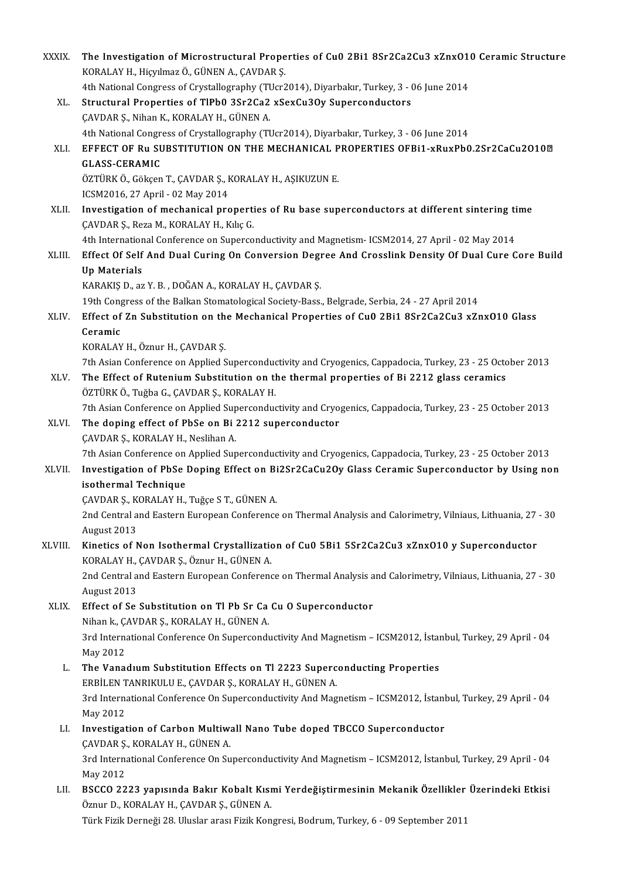XXXIX. **The Investigation of Microstructural Properties of Cu0 2Bi1 8Sr2Ca2Cu3 xZnxO10 Ceramic Structure**
KORALAY H., Hiçyılmaz Ö., GÜNEN A., ÇAVDAR Ş.
4th National Congress of Crystallography (TUcr2014), Diyarbakır, Turkey, 3 - 06 June 2014

XL. **Structural Properties of TlPb0 3Sr2Ca2 xSexCu3Oy Superconductors**
ÇAVDAR Ş., Nihan K., KORALAY H., GÜNEN A.
4th National Congress of Crystallography (TUcr2014), Diyarbakır, Turkey, 3 - 06 June 2014

XLI. **EFFECT OF Ru SUBSTITUTION ON THE MECHANICAL PROPERTIES OFBi1-xRuxPb0.2Sr2CaCu2O10 GLASS-CERAMIC**
ÖZTÜRK Ö., Gökçen T., ÇAVDAR Ş., KORALAY H., AŞIKUZUN E.
ICSM2016, 27 April - 02 May 2014

XLII. **Investigation of mechanical properties of Ru base superconductors at different sintering time**
ÇAVDAR Ş., Reza M., KORALAY H., Kılıç G.
4th International Conference on Superconductivity and Magnetism- ICSM2014, 27 April - 02 May 2014

XLIII. **Effect Of Self And Dual Curing On Conversion Degree And Crosslink Density Of Dual Cure Core Build Up Materials**
KARAKIŞ D., az Y. B. , DOĞAN A., KORALAY H., ÇAVDAR Ş.
19th Congress of the Balkan Stomatological Society-Bass., Belgrade, Serbia, 24 - 27 April 2014

XLIV. **Effect of Zn Substitution on the Mechanical Properties of Cu0 2Bi1 8Sr2Ca2Cu3 xZnxO10 Glass Ceramic**
KORALAY H., Öznur H., ÇAVDAR Ş.
7th Asian Conference on Applied Superconductivity and Cryogenics, Cappadocia, Turkey, 23 - 25 October 2013

XLV. **The Effect of Rutenium Substitution on the thermal properties of Bi 2212 glass ceramics**
ÖZTÜRK Ö., Tuğba G., ÇAVDAR Ş., KORALAY H.
7th Asian Conference on Applied Superconductivity and Cryogenics, Cappadocia, Turkey, 23 - 25 October 2013

XLVI. **The doping effect of PbSe on Bi 2212 superconductor**
ÇAVDAR Ş., KORALAY H., Neslihan A.
7th Asian Conference on Applied Superconductivity and Cryogenics, Cappadocia, Turkey, 23 - 25 October 2013

XLVII. **Investigation of PbSe Doping Effect on Bi2Sr2CaCu2Oy Glass Ceramic Superconductor by Using non isothermal Technique**
ÇAVDAR Ş., KORALAY H., Tuğçe S T., GÜNEN A.
2nd Central and Eastern European Conference on Thermal Analysis and Calorimetry, Vilniaus, Lithuania, 27 - 30 August 2013

XLVIII. **Kinetics of Non Isothermal Crystallization of Cu0 5Bi1 5Sr2Ca2Cu3 xZnxO10 y Superconductor**
KORALAY H., ÇAVDAR Ş., Öznur H., GÜNEN A.
2nd Central and Eastern European Conference on Thermal Analysis and Calorimetry, Vilniaus, Lithuania, 27 - 30 August 2013

XLIX. **Effect of Se Substitution on Tl Pb Sr Ca Cu O Superconductor**
Nihan k., ÇAVDAR Ş., KORALAY H., GÜNEN A.
3rd International Conference On Superconductivity And Magnetism – ICSM2012, İstanbul, Turkey, 29 April - 04 May 2012

L. **The Vanadıum Substitution Effects on Tl 2223 Superconducting Properties**
ERBİLEN TANRIKULU E., ÇAVDAR Ş., KORALAY H., GÜNEN A.
3rd International Conference On Superconductivity And Magnetism – ICSM2012, İstanbul, Turkey, 29 April - 04 May 2012

LI. **Investigation of Carbon Multiwall Nano Tube doped TBCCO Superconductor**
ÇAVDAR Ş., KORALAY H., GÜNEN A.
3rd International Conference On Superconductivity And Magnetism – ICSM2012, İstanbul, Turkey, 29 April - 04 May 2012

LII. **BSCCO 2223 yapısında Bakır Kobalt Kısmi Yerdeğiştirmesinin Mekanik Özellikler Üzerindeki Etkisi**
Öznur D., KORALAY H., ÇAVDAR Ş., GÜNEN A.
Türk Fizik Derneği 28. Uluslar arası Fizik Kongresi, Bodrum, Turkey, 6 - 09 September 2011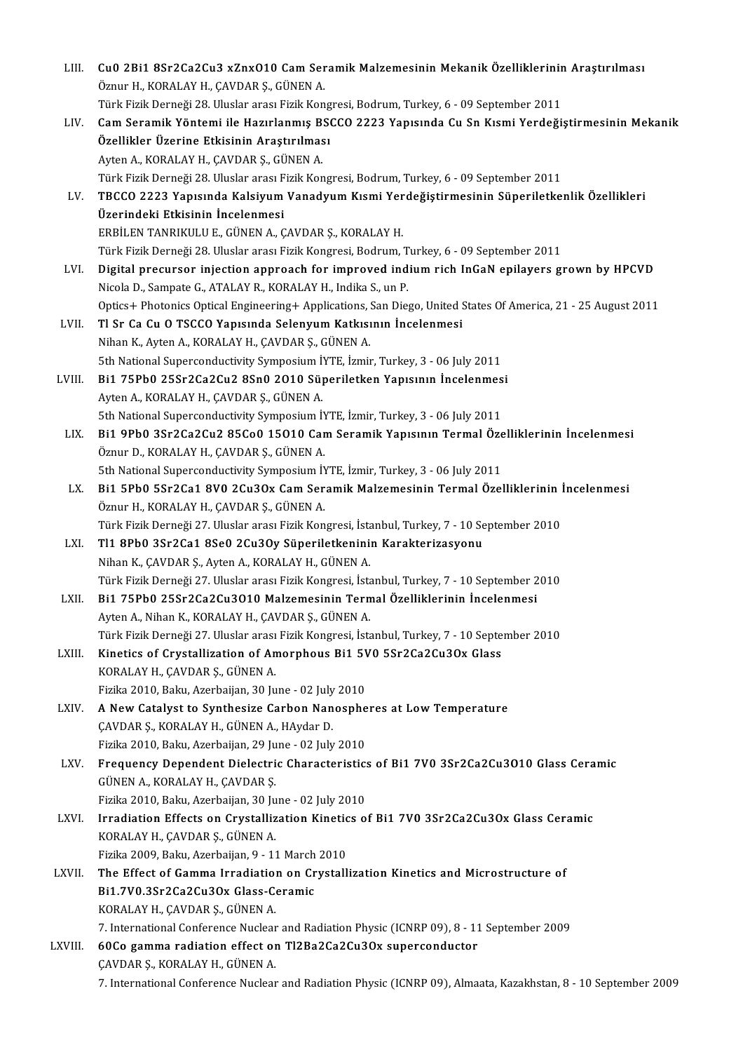LIII. **Cu0 2Bi1 8Sr2Ca2Cu3 xZnxO10 Cam Seramik Malzemesinin Mekanik Özelliklerinin Araştırılması**
Öznur H., KORALAY H., ÇAVDAR Ş., GÜNEN A.
Türk Fizik Derneği 28. Uluslar arası Fizik Kongresi, Bodrum, Turkey, 6 - 09 September 2011

LIV. **Cam Seramik Yöntemi ile Hazırlanmış BSCCO 2223 Yapısında Cu Sn Kısmi Yerdeğiştirmesinin Mekanik Özellikler Üzerine Etkisinin Araştırılması**
Ayten A., KORALAY H., ÇAVDAR Ş., GÜNEN A.
Türk Fizik Derneği 28. Uluslar arası Fizik Kongresi, Bodrum, Turkey, 6 - 09 September 2011

LV. **TBCCO 2223 Yapısında Kalsiyum Vanadyum Kısmi Yerdeğiştirmesinin Süperiletkenlik Özellikleri Üzerindeki Etkisinin İncelenmesi**
ERBİLEN TANRIKULU E., GÜNEN A., ÇAVDAR Ş., KORALAY H.
Türk Fizik Derneği 28. Uluslar arası Fizik Kongresi, Bodrum, Turkey, 6 - 09 September 2011

LVI. **Digital precursor injection approach for improved indium rich InGaN epilayers grown by HPCVD**
Nicola D., Sampate G., ATALAY R., KORALAY H., Indika S., un P.
Optics+ Photonics Optical Engineering+ Applications, San Diego, United States Of America, 21 - 25 August 2011

LVII. **Tl Sr Ca Cu O TSCCO Yapısında Selenyum Katkısının İncelenmesi**
Nihan K., Ayten A., KORALAY H., ÇAVDAR Ş., GÜNEN A.
5th National Superconductivity Symposium İYTE, İzmir, Turkey, 3 - 06 July 2011

LVIII. **Bi1 75Pb0 25Sr2Ca2Cu2 8Sn0 2O10 Süperiletken Yapısının İncelenmesi**
Ayten A., KORALAY H., ÇAVDAR Ş., GÜNEN A.
5th National Superconductivity Symposium İYTE, İzmir, Turkey, 3 - 06 July 2011

LIX. **Bi1 9Pb0 3Sr2Ca2Cu2 85Co0 15O10 Cam Seramik Yapısının Termal Özelliklerinin İncelenmesi**
Öznur D., KORALAY H., ÇAVDAR Ş., GÜNEN A.
5th National Superconductivity Symposium İYTE, İzmir, Turkey, 3 - 06 July 2011

LX. **Bi1 5Pb0 5Sr2Ca1 8V0 2Cu3Ox Cam Seramik Malzemesinin Termal Özelliklerinin İncelenmesi**
Öznur H., KORALAY H., ÇAVDAR Ş., GÜNEN A.
Türk Fizik Derneği 27. Uluslar arası Fizik Kongresi, İstanbul, Turkey, 7 - 10 September 2010

LXI. **Tl1 8Pb0 3Sr2Ca1 8Se0 2Cu3Oy Süperiletkeninin Karakterizasyonu**
Nihan K., ÇAVDAR Ş., Ayten A., KORALAY H., GÜNEN A.
Türk Fizik Derneği 27. Uluslar arası Fizik Kongresi, İstanbul, Turkey, 7 - 10 September 2010

LXII. **Bi1 75Pb0 25Sr2Ca2Cu3O10 Malzemesinin Termal Özelliklerinin İncelenmesi**
Ayten A., Nihan K., KORALAY H., ÇAVDAR Ş., GÜNEN A.
Türk Fizik Derneği 27. Uluslar arası Fizik Kongresi, İstanbul, Turkey, 7 - 10 September 2010

LXIII. **Kinetics of Crystallization of Amorphous Bi1 5V0 5Sr2Ca2Cu3Ox Glass**
KORALAY H., ÇAVDAR Ş., GÜNEN A.
Fizika 2010, Baku, Azerbaijan, 30 June - 02 July 2010

LXIV. **A New Catalyst to Synthesize Carbon Nanospheres at Low Temperature**
ÇAVDAR Ş., KORALAY H., GÜNEN A., HAydar D.
Fizika 2010, Baku, Azerbaijan, 29 June - 02 July 2010

LXV. **Frequency Dependent Dielectric Characteristics of Bi1 7V0 3Sr2Ca2Cu3O10 Glass Ceramic**
GÜNEN A., KORALAY H., ÇAVDAR Ş.
Fizika 2010, Baku, Azerbaijan, 30 June - 02 July 2010

LXVI. **Irradiation Effects on Crystallization Kinetics of Bi1 7V0 3Sr2Ca2Cu3Ox Glass Ceramic**
KORALAY H., ÇAVDAR Ş., GÜNEN A.
Fizika 2009, Baku, Azerbaijan, 9 - 11 March 2010

LXVII. **The Effect of Gamma Irradiation on Crystallization Kinetics and Microstructure of Bi1.7V0.3Sr2Ca2Cu3Ox Glass-Ceramic**
KORALAY H., ÇAVDAR Ş., GÜNEN A.
7. International Conference Nuclear and Radiation Physic (ICNRP 09), 8 - 11 September 2009

LXVIII. **60Co gamma radiation effect on Tl2Ba2Ca2Cu3Ox superconductor**
ÇAVDAR Ş., KORALAY H., GÜNEN A.
7. International Conference Nuclear and Radiation Physic (ICNRP 09), Almaata, Kazakhstan, 8 - 10 September 2009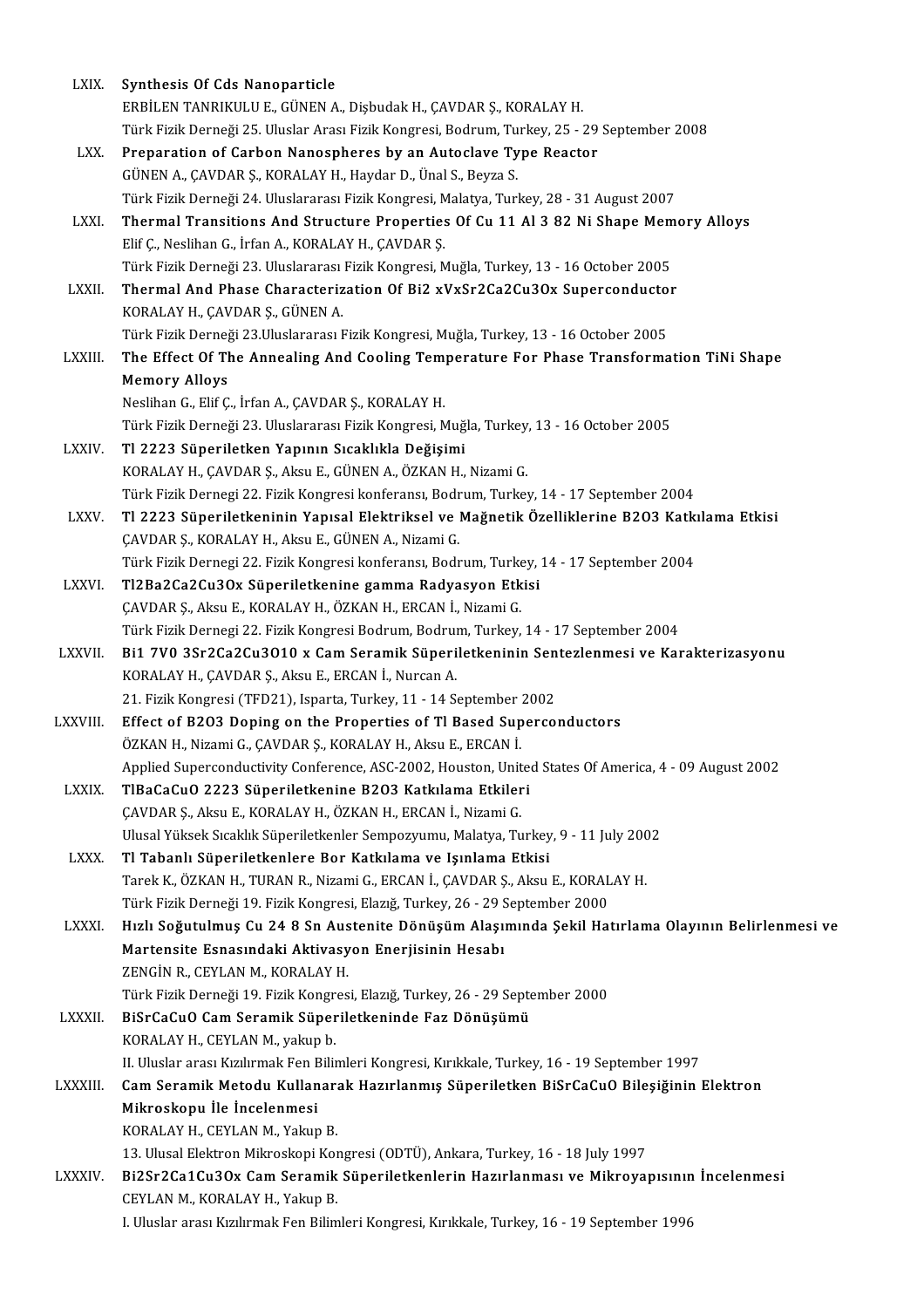LXIX. **Synthesis Of Cds Nanoparticle**
ERBİLEN TANRIKULU E., GÜNEN A., Dişbudak H., ÇAVDAR Ş., KORALAY H.
Türk Fizik Derneği 25. Uluslar Arası Fizik Kongresi, Bodrum, Turkey, 25 - 29 September 2008

LXX. **Preparation of Carbon Nanospheres by an Autoclave Type Reactor**
GÜNEN A., ÇAVDAR Ş., KORALAY H., Haydar D., Ünal S., Beyza S.
Türk Fizik Derneği 24. Uluslararası Fizik Kongresi, Malatya, Turkey, 28 - 31 August 2007

LXXI. **Thermal Transitions And Structure Properties Of Cu 11 Al 3 82 Ni Shape Memory Alloys**
Elif Ç., Neslihan G., İrfan A., KORALAY H., ÇAVDAR Ş.
Türk Fizik Derneği 23. Uluslararası Fizik Kongresi, Muğla, Turkey, 13 - 16 October 2005

LXXII. **Thermal And Phase Characterization Of Bi2 xVxSr2Ca2Cu3Ox Superconductor**
KORALAY H., ÇAVDAR Ş., GÜNEN A.
Türk Fizik Derneği 23.Uluslararası Fizik Kongresi, Muğla, Turkey, 13 - 16 October 2005

LXXIII. **The Effect Of The Annealing And Cooling Temperature For Phase Transformation TiNi Shape Memory Alloys**
Neslihan G., Elif Ç., İrfan A., ÇAVDAR Ş., KORALAY H.
Türk Fizik Derneği 23. Uluslararası Fizik Kongresi, Muğla, Turkey, 13 - 16 October 2005

LXXIV. **Tl 2223 Süperiletken Yapının Sıcaklıkla Değişimi**
KORALAY H., ÇAVDAR Ş., Aksu E., GÜNEN A., ÖZKAN H., Nizami G.
Türk Fizik Dernegi 22. Fizik Kongresi konferansı, Bodrum, Turkey, 14 - 17 September 2004

LXXV. **Tl 2223 Süperiletkeninin Yapısal Elektriksel ve Mağnetik Özelliklerine B2O3 Katkılama Etkisi**
ÇAVDAR Ş., KORALAY H., Aksu E., GÜNEN A., Nizami G.
Türk Fizik Dernegi 22. Fizik Kongresi konferansı, Bodrum, Turkey, 14 - 17 September 2004

LXXVI. **Tl2Ba2Ca2Cu3Ox Süperiletkenine gamma Radyasyon Etkisi**
ÇAVDAR Ş., Aksu E., KORALAY H., ÖZKAN H., ERCAN İ., Nizami G.
Türk Fizik Dernegi 22. Fizik Kongresi Bodrum, Bodrum, Turkey, 14 - 17 September 2004

LXXVII. **Bi1 7V0 3Sr2Ca2Cu3O10 x Cam Seramik Süperiletkeninin Sentezlenmesi ve Karakterizasyonu**
KORALAY H., ÇAVDAR Ş., Aksu E., ERCAN İ., Nurcan A.
21. Fizik Kongresi (TFD21), Isparta, Turkey, 11 - 14 September 2002

LXXVIII. **Effect of B2O3 Doping on the Properties of Tl Based Superconductors**
ÖZKAN H., Nizami G., ÇAVDAR Ş., KORALAY H., Aksu E., ERCAN İ.
Applied Superconductivity Conference, ASC-2002, Houston, United States Of America, 4 - 09 August 2002

LXXIX. **TlBaCaCuO 2223 Süperiletkenine B2O3 Katkılama Etkileri**
ÇAVDAR Ş., Aksu E., KORALAY H., ÖZKAN H., ERCAN İ., Nizami G.
Ulusal Yüksek Sıcaklık Süperiletkenler Sempozyumu, Malatya, Turkey, 9 - 11 July 2002

LXXX. **Tl Tabanlı Süperiletkenlere Bor Katkılama ve Işınlama Etkisi**
Tarek K., ÖZKAN H., TURAN R., Nizami G., ERCAN İ., ÇAVDAR Ş., Aksu E., KORALAY H.
Türk Fizik Derneği 19. Fizik Kongresi, Elazığ, Turkey, 26 - 29 September 2000

LXXXI. **Hızlı Soğutulmuş Cu 24 8 Sn Austenite Dönüşüm Alaşımında Şekil Hatırlama Olayının Belirlenmesi ve Martensite Esnasındaki Aktivasyon Enerjisinin Hesabı**
ZENGİN R., CEYLAN M., KORALAY H.
Türk Fizik Derneği 19. Fizik Kongresi, Elazığ, Turkey, 26 - 29 September 2000

LXXXII. **BiSrCaCuO Cam Seramik Süperiletkeninde Faz Dönüşümü**
KORALAY H., CEYLAN M., yakup b.
II. Uluslar arası Kızılırmak Fen Bilimleri Kongresi, Kırıkkale, Turkey, 16 - 19 September 1997

LXXXIII. **Cam Seramik Metodu Kullanarak Hazırlanmış Süperiletken BiSrCaCuO Bileşiğinin Elektron Mikroskopu İle İncelenmesi**
KORALAY H., CEYLAN M., Yakup B.
13. Ulusal Elektron Mikroskopi Kongresi (ODTÜ), Ankara, Turkey, 16 - 18 July 1997

LXXXIV. **Bi2Sr2Ca1Cu3Ox Cam Seramik Süperiletkenlerin Hazırlanması ve Mikroyapısının İncelenmesi**
CEYLAN M., KORALAY H., Yakup B.
I. Uluslar arası Kızılırmak Fen Bilimleri Kongresi, Kırıkkale, Turkey, 16 - 19 September 1996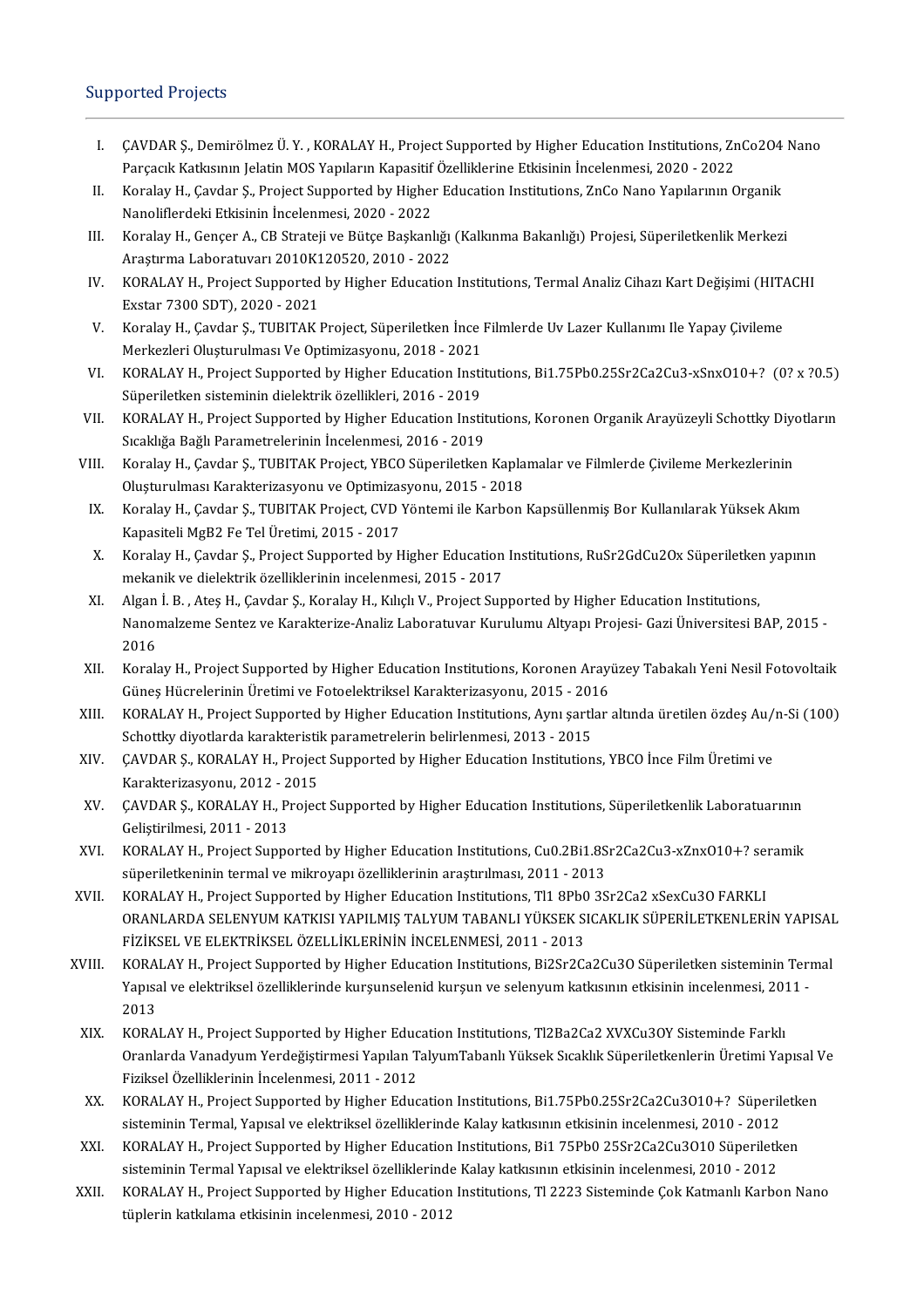## Supported Projects

I. ÇAVDAR Ş., Demirölmez Ü. Y. , KORALAY H., Project Supported by Higher Education Institutions, ZnCo2O4 Nano Parçacık Katkısının Jelatin MOS Yapıların Kapasitif Özelliklerine Etkisinin İncelenmesi, 2020 - 2022

II. Koralay H., Çavdar Ş., Project Supported by Higher Education Institutions, ZnCo Nano Yapılarının Organik Nanoliflerdeki Etkisinin İncelenmesi, 2020 - 2022

III. Koralay H., Gençer A., CB Strateji ve Bütçe Başkanlığı (Kalkınma Bakanlığı) Projesi, Süperiletkenlik Merkezi Araştırma Laboratuvarı 2010K120520, 2010 - 2022

IV. KORALAY H., Project Supported by Higher Education Institutions, Termal Analiz Cihazı Kart Değişimi (HITACHI Exstar 7300 SDT), 2020 - 2021

V. Koralay H., Çavdar Ş., TUBITAK Project, Süperiletken İnce Filmlerde Uv Lazer Kullanımı Ile Yapay Çivileme Merkezleri Oluşturulması Ve Optimizasyonu, 2018 - 2021

VI. KORALAY H., Project Supported by Higher Education Institutions, Bi1.75Pb0.25Sr2Ca2Cu3-xSnxO10+? (0? x ?0.5) Süperiletken sisteminin dielektrik özellikleri, 2016 - 2019

VII. KORALAY H., Project Supported by Higher Education Institutions, Koronen Organik Arayüzeyli Schottky Diyotların Sıcaklığa Bağlı Parametrelerinin İncelenmesi, 2016 - 2019

VIII. Koralay H., Çavdar Ş., TUBITAK Project, YBCO Süperiletken Kaplamalar ve Filmlerde Çivileme Merkezlerinin Oluşturulması Karakterizasyonu ve Optimizasyonu, 2015 - 2018

IX. Koralay H., Çavdar Ş., TUBITAK Project, CVD Yöntemi ile Karbon Kapsüllenmiş Bor Kullanılarak Yüksek Akım Kapasiteli MgB2 Fe Tel Üretimi, 2015 - 2017

X. Koralay H., Çavdar Ş., Project Supported by Higher Education Institutions, RuSr2GdCu2Ox Süperiletken yapının mekanik ve dielektrik özelliklerinin incelenmesi, 2015 - 2017

XI. Algan İ. B. , Ateş H., Çavdar Ş., Koralay H., Kılıçlı V., Project Supported by Higher Education Institutions, Nanomalzeme Sentez ve Karakterize-Analiz Laboratuvar Kurulumu Altyapı Projesi- Gazi Üniversitesi BAP, 2015 - 2016

XII. Koralay H., Project Supported by Higher Education Institutions, Koronen Arayüzey Tabakalı Yeni Nesil Fotovoltaik Güneş Hücrelerinin Üretimi ve Fotoelektriksel Karakterizasyonu, 2015 - 2016

XIII. KORALAY H., Project Supported by Higher Education Institutions, Aynı şartlar altında üretilen özdeş Au/n-Si (100) Schottky diyotlarda karakteristik parametrelerin belirlenmesi, 2013 - 2015

XIV. ÇAVDAR Ş., KORALAY H., Project Supported by Higher Education Institutions, YBCO İnce Film Üretimi ve Karakterizasyonu, 2012 - 2015

XV. ÇAVDAR Ş., KORALAY H., Project Supported by Higher Education Institutions, Süperiletkenlik Laboratuarının Geliştirilmesi, 2011 - 2013

XVI. KORALAY H., Project Supported by Higher Education Institutions, Cu0.2Bi1.8Sr2Ca2Cu3-xZnxO10+? seramik süperiletkeninin termal ve mikroyapı özelliklerinin araştırılması, 2011 - 2013

XVII. KORALAY H., Project Supported by Higher Education Institutions, Tl1 8Pb0 3Sr2Ca2 xSexCu3O FARKLI ORANLARDA SELENYUM KATKISI YAPILMIŞ TALYUM TABANLI YÜKSEK SICAKLIK SÜPERİLETKENLERİN YAPISAL FİZİKSEL VE ELEKTRİKSEL ÖZELLİKLERİNİN İNCELENMESİ, 2011 - 2013

XVIII. KORALAY H., Project Supported by Higher Education Institutions, Bi2Sr2Ca2Cu3O Süperiletken sisteminin Termal Yapısal ve elektriksel özelliklerinde kurşunselenid kurşun ve selenyum katkısının etkisinin incelenmesi, 2011 - 2013

XIX. KORALAY H., Project Supported by Higher Education Institutions, Tl2Ba2Ca2 XVXCu3OY Sisteminde Farklı Oranlarda Vanadyum Yerdeğiştirmesi Yapılan TalyumTabanlı Yüksek Sıcaklık Süperiletkenlerin Üretimi Yapısal Ve Fiziksel Özelliklerinin İncelenmesi, 2011 - 2012

XX. KORALAY H., Project Supported by Higher Education Institutions, Bi1.75Pb0.25Sr2Ca2Cu3O10+? Süperiletken sisteminin Termal, Yapısal ve elektriksel özelliklerinde Kalay katkısının etkisinin incelenmesi, 2010 - 2012

XXI. KORALAY H., Project Supported by Higher Education Institutions, Bi1 75Pb0 25Sr2Ca2Cu3O10 Süperiletken sisteminin Termal Yapısal ve elektriksel özelliklerinde Kalay katkısının etkisinin incelenmesi, 2010 - 2012

XXII. KORALAY H., Project Supported by Higher Education Institutions, Tl 2223 Sisteminde Çok Katmanlı Karbon Nano tüplerin katkılama etkisinin incelenmesi, 2010 - 2012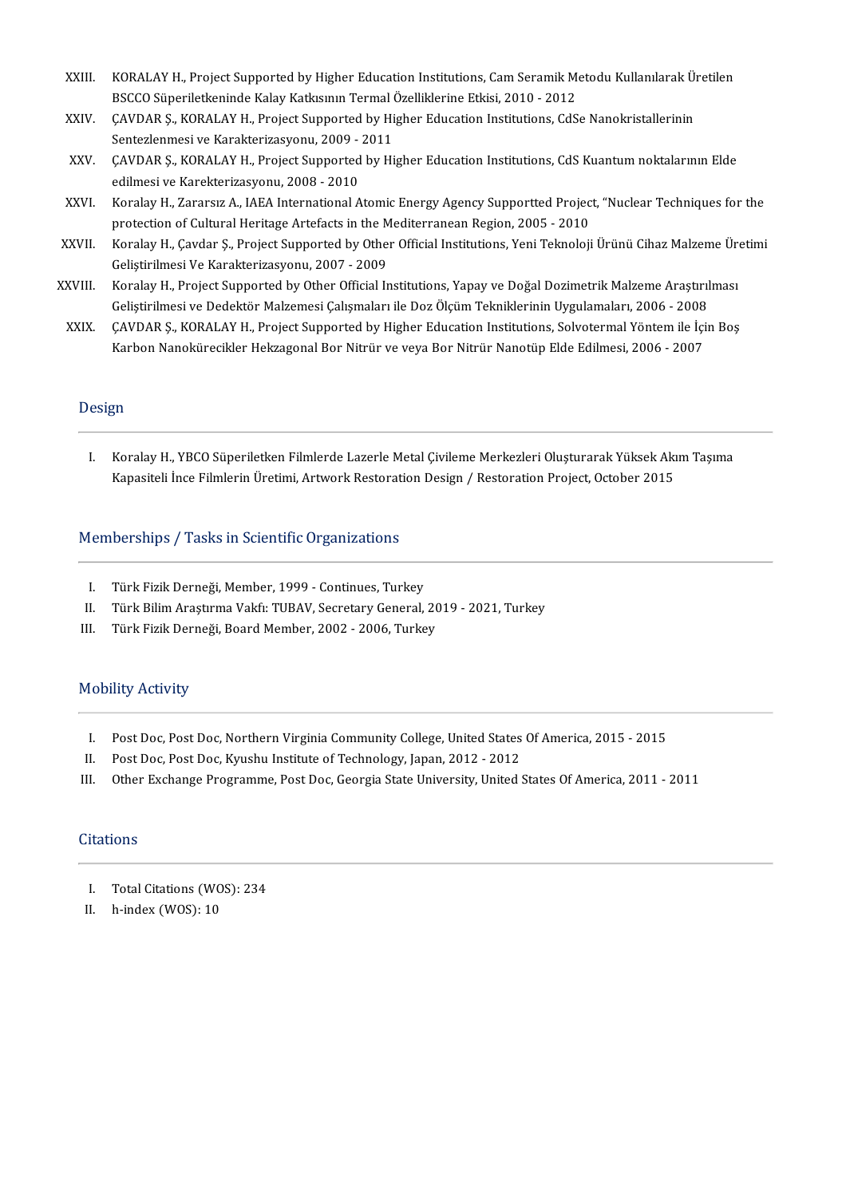XXIII. KORALAY H., Project Supported by Higher Education Institutions, Cam Seramik Metodu Kullanılarak Üretilen BSCCO Süperiletkeninde Kalay Katkısının Termal Özelliklerine Etkisi, 2010 - 2012

XXIV. ÇAVDAR Ş., KORALAY H., Project Supported by Higher Education Institutions, CdSe Nanokristallerinin Sentezlenmesi ve Karakterizasyonu, 2009 - 2011

XXV. ÇAVDAR Ş., KORALAY H., Project Supported by Higher Education Institutions, CdS Kuantum noktalarının Elde edilmesi ve Karekterizasyonu, 2008 - 2010

XXVI. Koralay H., Zararsız A., IAEA International Atomic Energy Agency Supportted Project, "Nuclear Techniques for the protection of Cultural Heritage Artefacts in the Mediterranean Region, 2005 - 2010

XXVII. Koralay H., Çavdar Ş., Project Supported by Other Official Institutions, Yeni Teknoloji Ürünü Cihaz Malzeme Üretimi Geliştirilmesi Ve Karakterizasyonu, 2007 - 2009

XXVIII. Koralay H., Project Supported by Other Official Institutions, Yapay ve Doğal Dozimetrik Malzeme Araştırılması Geliştirilmesi ve Dedektör Malzemesi Çalışmaları ile Doz Ölçüm Tekniklerinin Uygulamaları, 2006 - 2008

XXIX. ÇAVDAR Ş., KORALAY H., Project Supported by Higher Education Institutions, Solvotermal Yöntem ile İçin Boş Karbon Nanokürecikler Hekzagonal Bor Nitrür ve veya Bor Nitrür Nanotüp Elde Edilmesi, 2006 - 2007

## Design

I. Koralay H., YBCO Süperiletken Filmlerde Lazerle Metal Çivileme Merkezleri Oluşturarak Yüksek Akım Taşıma Kapasiteli İnce Filmlerin Üretimi, Artwork Restoration Design / Restoration Project, October 2015

## Memberships / Tasks in Scientific Organizations

I. Türk Fizik Derneği, Member, 1999 - Continues, Turkey
II. Türk Bilim Araştırma Vakfı: TUBAV, Secretary General, 2019 - 2021, Turkey
III. Türk Fizik Derneği, Board Member, 2002 - 2006, Turkey

## Mobility Activity

I. Post Doc, Post Doc, Northern Virginia Community College, United States Of America, 2015 - 2015
II. Post Doc, Post Doc, Kyushu Institute of Technology, Japan, 2012 - 2012
III. Other Exchange Programme, Post Doc, Georgia State University, United States Of America, 2011 - 2011

## Citations

I. Total Citations (WOS): 234
II. h-index (WOS): 10